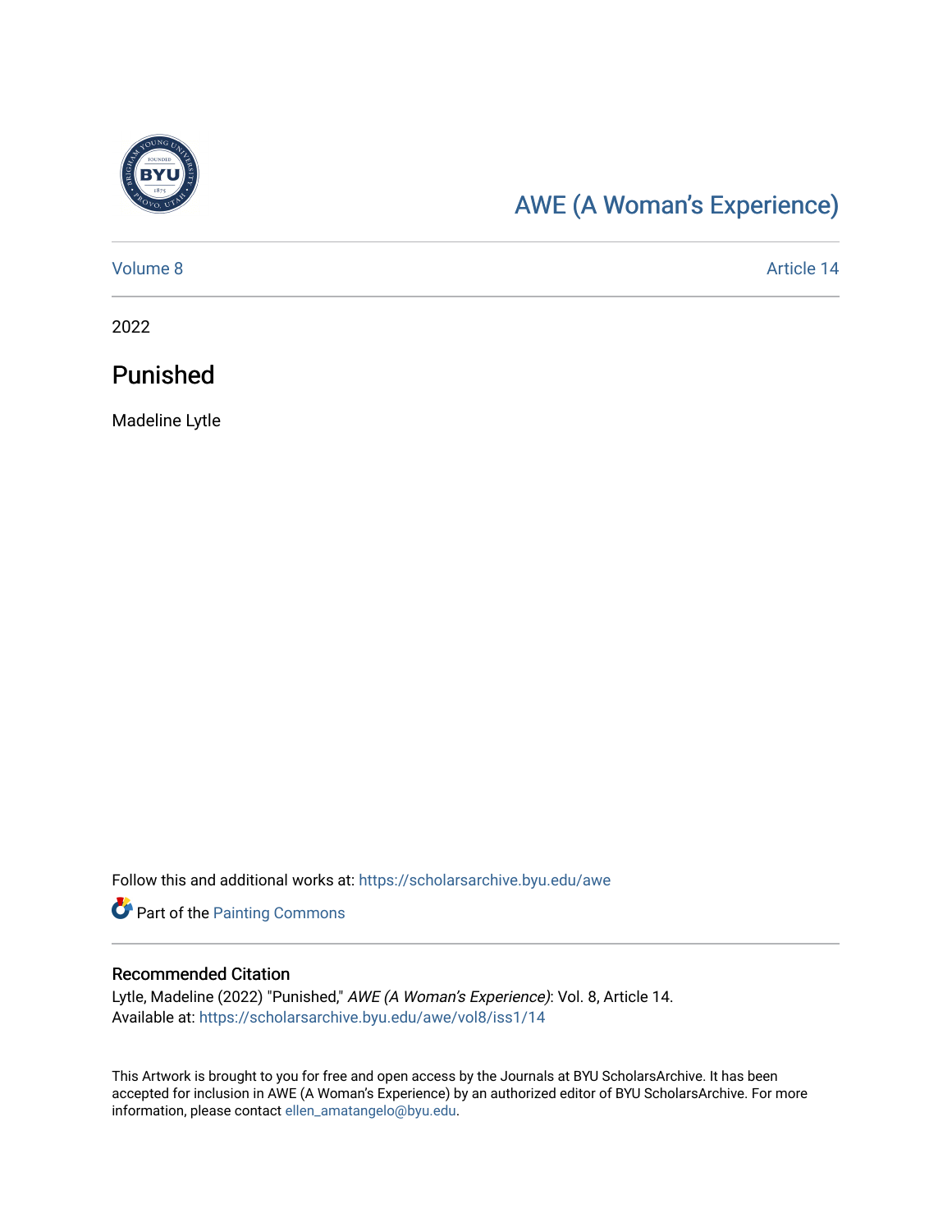AWE (A Woman's Experience)

Volume 8 | Article 14

2022

# Punished

Madeline Lytle

Follow this and additional works at: https://scholarsarchive.byu.edu/awe

Part of the Painting Commons

## Recommended Citation

Lytle, Madeline (2022) "Punished," *AWE (A Woman's Experience)*: Vol. 8, Article 14.
Available at: https://scholarsarchive.byu.edu/awe/vol8/iss1/14

This Artwork is brought to you for free and open access by the Journals at BYU ScholarsArchive. It has been accepted for inclusion in AWE (A Woman's Experience) by an authorized editor of BYU ScholarsArchive. For more information, please contact ellen_amatangelo@byu.edu.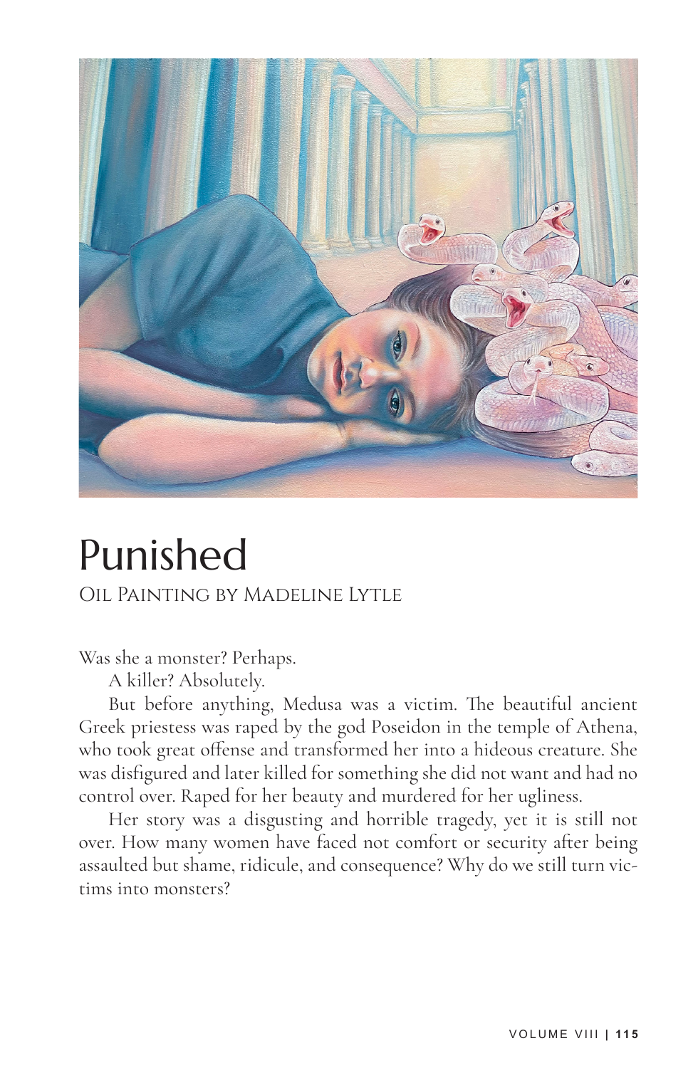# Punished

OIL PAINTING BY MADELINE LYTLE

Was she a monster? Perhaps.

A killer? Absolutely.

But before anything, Medusa was a victim. The beautiful ancient Greek priestess was raped by the god Poseidon in the temple of Athena, who took great offense and transformed her into a hideous creature. She was disfigured and later killed for something she did not want and had no control over. Raped for her beauty and murdered for her ugliness.

Her story was a disgusting and horrible tragedy, yet it is still not over. How many women have faced not comfort or security after being assaulted but shame, ridicule, and consequence? Why do we still turn victims into monsters?